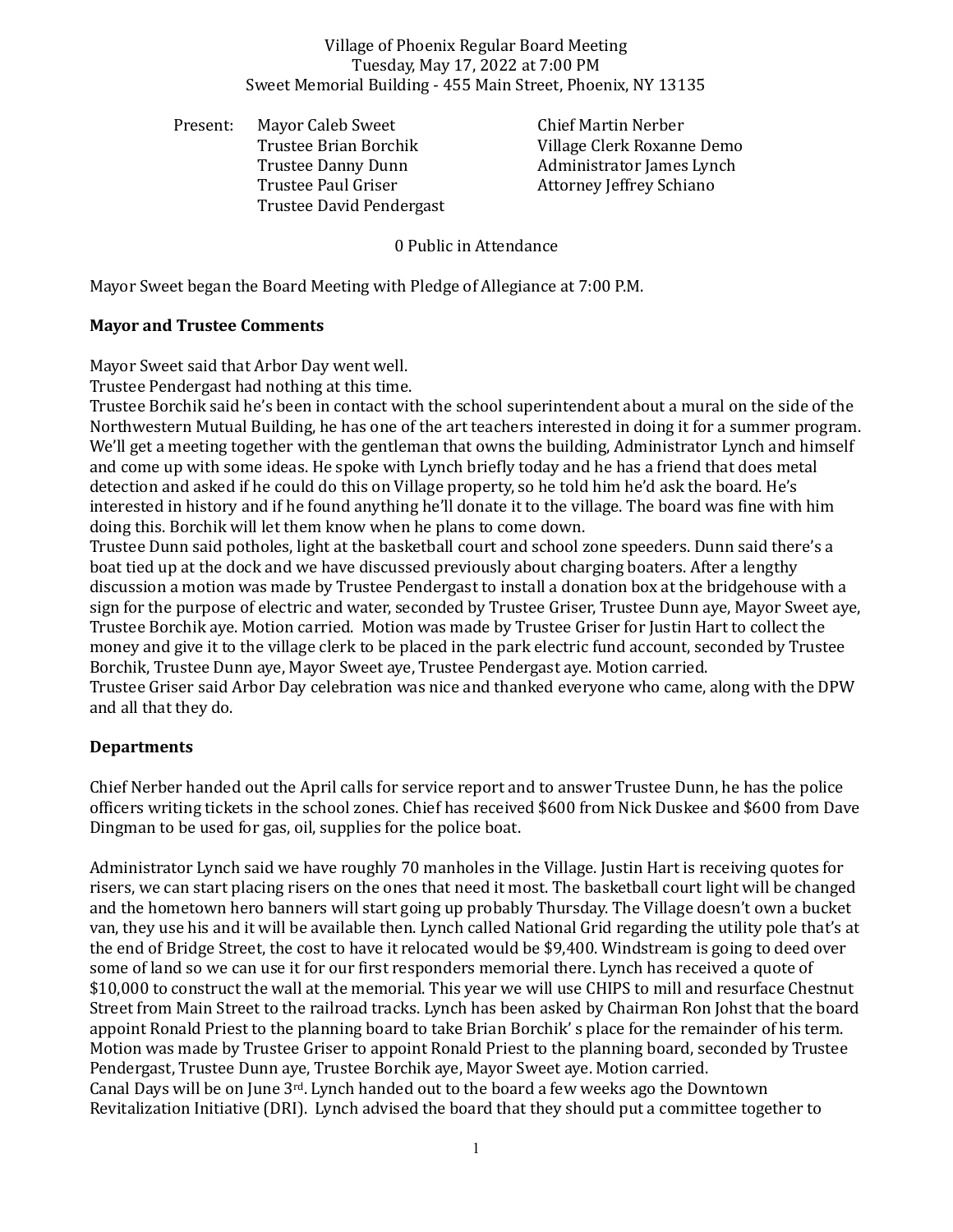Village of Phoenix Regular Board Meeting
Tuesday, May 17, 2022 at 7:00 PM
Sweet Memorial Building - 455 Main Street, Phoenix, NY 13135

Present:
Mayor Caleb Sweet
Trustee Brian Borchik
Trustee Danny Dunn
Trustee Paul Griser
Trustee David Pendergast
Chief Martin Nerber
Village Clerk Roxanne Demo
Administrator James Lynch
Attorney Jeffrey Schiano

0 Public in Attendance

Mayor Sweet began the Board Meeting with Pledge of Allegiance at 7:00 P.M.

**Mayor and Trustee Comments**

Mayor Sweet said that Arbor Day went well.
Trustee Pendergast had nothing at this time.
Trustee Borchik said he's been in contact with the school superintendent about a mural on the side of the Northwestern Mutual Building, he has one of the art teachers interested in doing it for a summer program. We'll get a meeting together with the gentleman that owns the building, Administrator Lynch and himself and come up with some ideas. He spoke with Lynch briefly today and he has a friend that does metal detection and asked if he could do this on Village property, so he told him he'd ask the board. He's interested in history and if he found anything he'll donate it to the village. The board was fine with him doing this. Borchik will let them know when he plans to come down.
Trustee Dunn said potholes, light at the basketball court and school zone speeders. Dunn said there's a boat tied up at the dock and we have discussed previously about charging boaters. After a lengthy discussion a motion was made by Trustee Pendergast to install a donation box at the bridgehouse with a sign for the purpose of electric and water, seconded by Trustee Griser, Trustee Dunn aye, Mayor Sweet aye, Trustee Borchik aye. Motion carried. Motion was made by Trustee Griser for Justin Hart to collect the money and give it to the village clerk to be placed in the park electric fund account, seconded by Trustee Borchik, Trustee Dunn aye, Mayor Sweet aye, Trustee Pendergast aye. Motion carried.
Trustee Griser said Arbor Day celebration was nice and thanked everyone who came, along with the DPW and all that they do.

**Departments**

Chief Nerber handed out the April calls for service report and to answer Trustee Dunn, he has the police officers writing tickets in the school zones. Chief has received $600 from Nick Duskee and $600 from Dave Dingman to be used for gas, oil, supplies for the police boat.

Administrator Lynch said we have roughly 70 manholes in the Village. Justin Hart is receiving quotes for risers, we can start placing risers on the ones that need it most. The basketball court light will be changed and the hometown hero banners will start going up probably Thursday. The Village doesn't own a bucket van, they use his and it will be available then. Lynch called National Grid regarding the utility pole that's at the end of Bridge Street, the cost to have it relocated would be $9,400. Windstream is going to deed over some of land so we can use it for our first responders memorial there. Lynch has received a quote of $10,000 to construct the wall at the memorial. This year we will use CHIPS to mill and resurface Chestnut Street from Main Street to the railroad tracks. Lynch has been asked by Chairman Ron Johst that the board appoint Ronald Priest to the planning board to take Brian Borchik' s place for the remainder of his term. Motion was made by Trustee Griser to appoint Ronald Priest to the planning board, seconded by Trustee Pendergast, Trustee Dunn aye, Trustee Borchik aye, Mayor Sweet aye. Motion carried.
Canal Days will be on June 3rd. Lynch handed out to the board a few weeks ago the Downtown Revitalization Initiative (DRI). Lynch advised the board that they should put a committee together to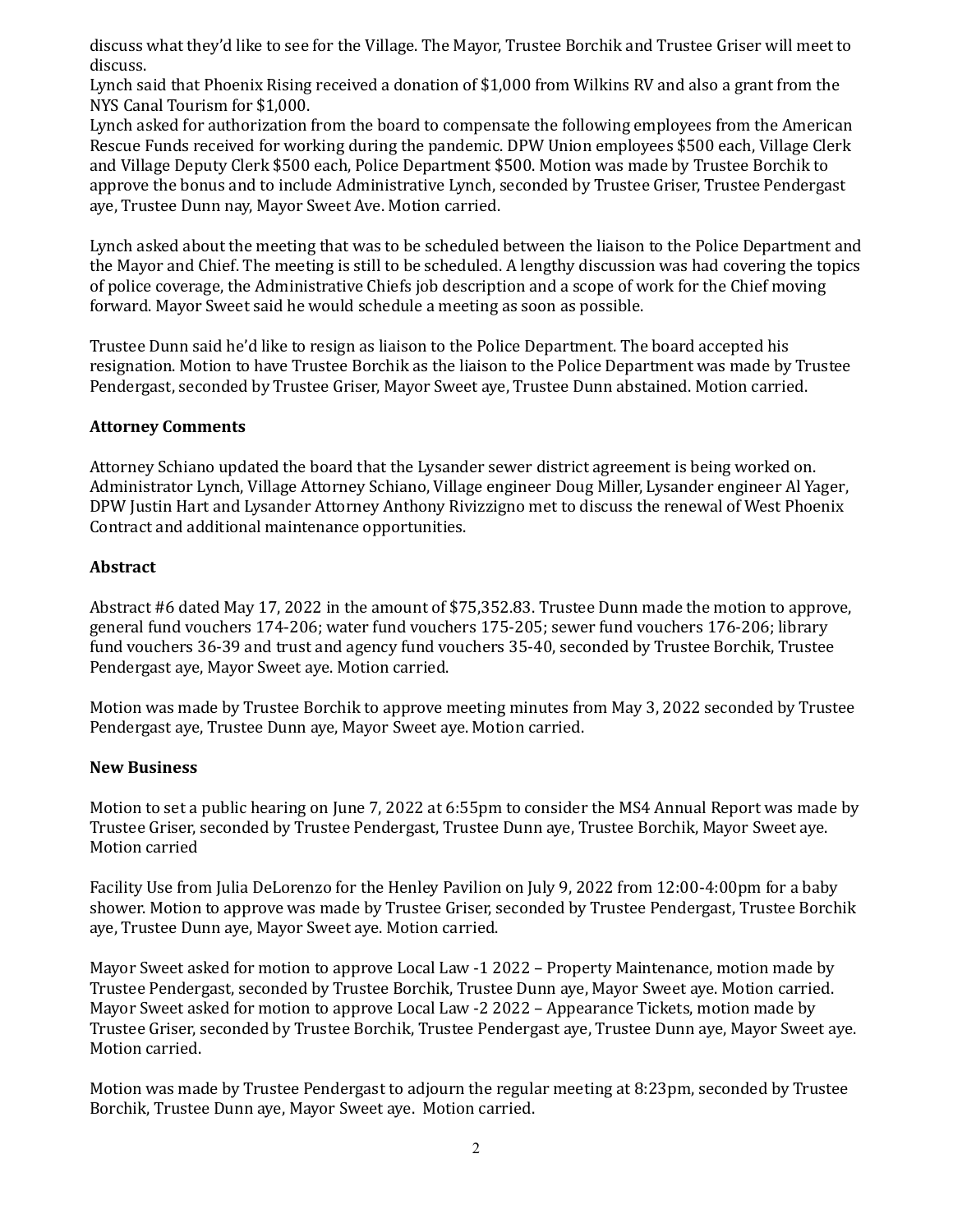discuss what they'd like to see for the Village. The Mayor, Trustee Borchik and Trustee Griser will meet to discuss.

Lynch said that Phoenix Rising received a donation of $1,000 from Wilkins RV and also a grant from the NYS Canal Tourism for $1,000.

Lynch asked for authorization from the board to compensate the following employees from the American Rescue Funds received for working during the pandemic. DPW Union employees $500 each, Village Clerk and Village Deputy Clerk $500 each, Police Department $500. Motion was made by Trustee Borchik to approve the bonus and to include Administrative Lynch, seconded by Trustee Griser, Trustee Pendergast aye, Trustee Dunn nay, Mayor Sweet Ave. Motion carried.

Lynch asked about the meeting that was to be scheduled between the liaison to the Police Department and the Mayor and Chief. The meeting is still to be scheduled. A lengthy discussion was had covering the topics of police coverage, the Administrative Chiefs job description and a scope of work for the Chief moving forward. Mayor Sweet said he would schedule a meeting as soon as possible.

Trustee Dunn said he'd like to resign as liaison to the Police Department. The board accepted his resignation. Motion to have Trustee Borchik as the liaison to the Police Department was made by Trustee Pendergast, seconded by Trustee Griser, Mayor Sweet aye, Trustee Dunn abstained. Motion carried.

**Attorney Comments**

Attorney Schiano updated the board that the Lysander sewer district agreement is being worked on. Administrator Lynch, Village Attorney Schiano, Village engineer Doug Miller, Lysander engineer Al Yager, DPW Justin Hart and Lysander Attorney Anthony Rivizzigno met to discuss the renewal of West Phoenix Contract and additional maintenance opportunities.

**Abstract**

Abstract #6 dated May 17, 2022 in the amount of $75,352.83. Trustee Dunn made the motion to approve, general fund vouchers 174-206; water fund vouchers 175-205; sewer fund vouchers 176-206; library fund vouchers 36-39 and trust and agency fund vouchers 35-40, seconded by Trustee Borchik, Trustee Pendergast aye, Mayor Sweet aye. Motion carried.

Motion was made by Trustee Borchik to approve meeting minutes from May 3, 2022 seconded by Trustee Pendergast aye, Trustee Dunn aye, Mayor Sweet aye. Motion carried.

**New Business**

Motion to set a public hearing on June 7, 2022 at 6:55pm to consider the MS4 Annual Report was made by Trustee Griser, seconded by Trustee Pendergast, Trustee Dunn aye, Trustee Borchik, Mayor Sweet aye. Motion carried

Facility Use from Julia DeLorenzo for the Henley Pavilion on July 9, 2022 from 12:00-4:00pm for a baby shower. Motion to approve was made by Trustee Griser, seconded by Trustee Pendergast, Trustee Borchik aye, Trustee Dunn aye, Mayor Sweet aye. Motion carried.

Mayor Sweet asked for motion to approve Local Law -1 2022 – Property Maintenance, motion made by Trustee Pendergast, seconded by Trustee Borchik, Trustee Dunn aye, Mayor Sweet aye. Motion carried.
Mayor Sweet asked for motion to approve Local Law -2 2022 – Appearance Tickets, motion made by Trustee Griser, seconded by Trustee Borchik, Trustee Pendergast aye, Trustee Dunn aye, Mayor Sweet aye. Motion carried.

Motion was made by Trustee Pendergast to adjourn the regular meeting at 8:23pm, seconded by Trustee Borchik, Trustee Dunn aye, Mayor Sweet aye. Motion carried.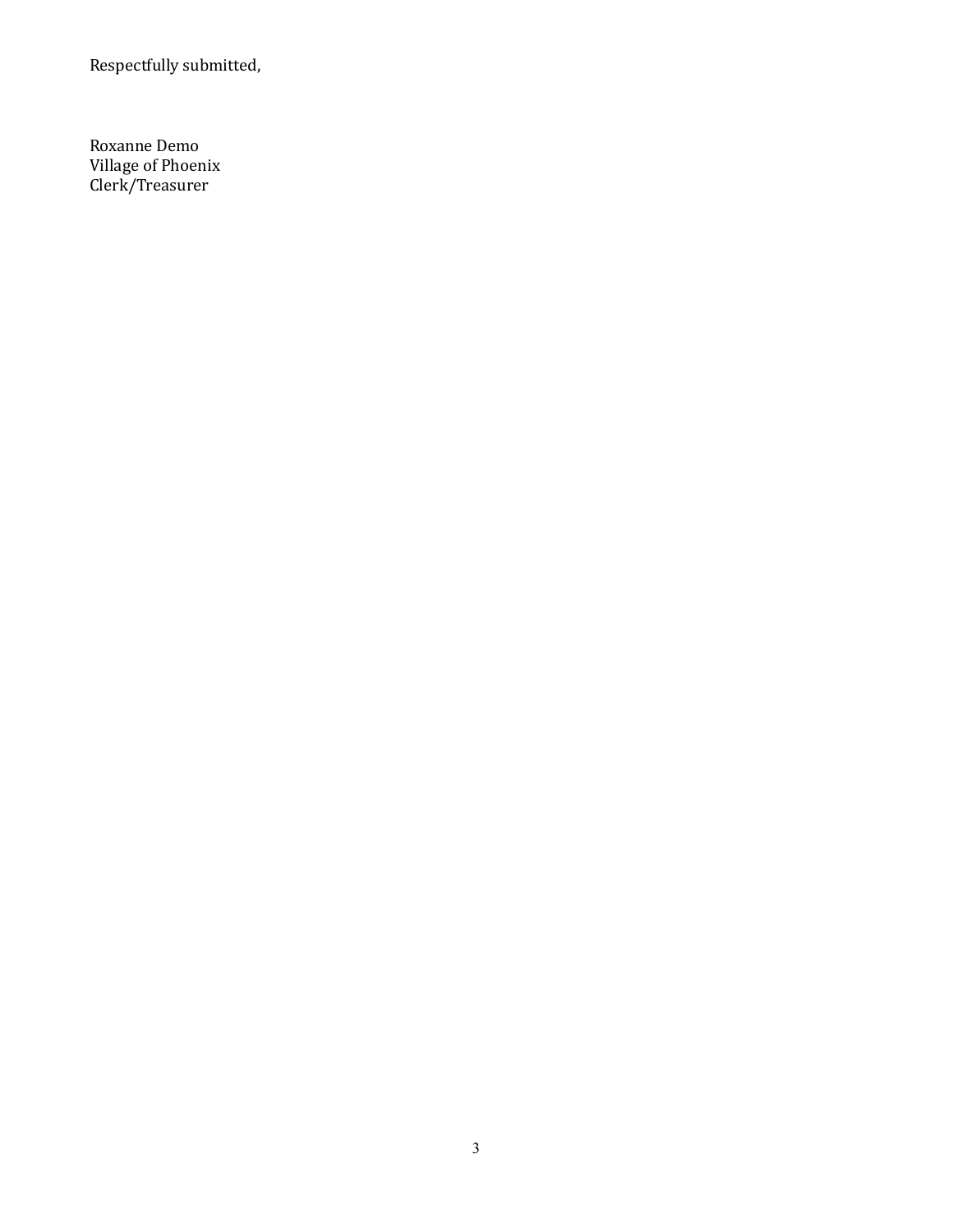Respectfully submitted,

Roxanne Demo  
Village of Phoenix  
Clerk/Treasurer